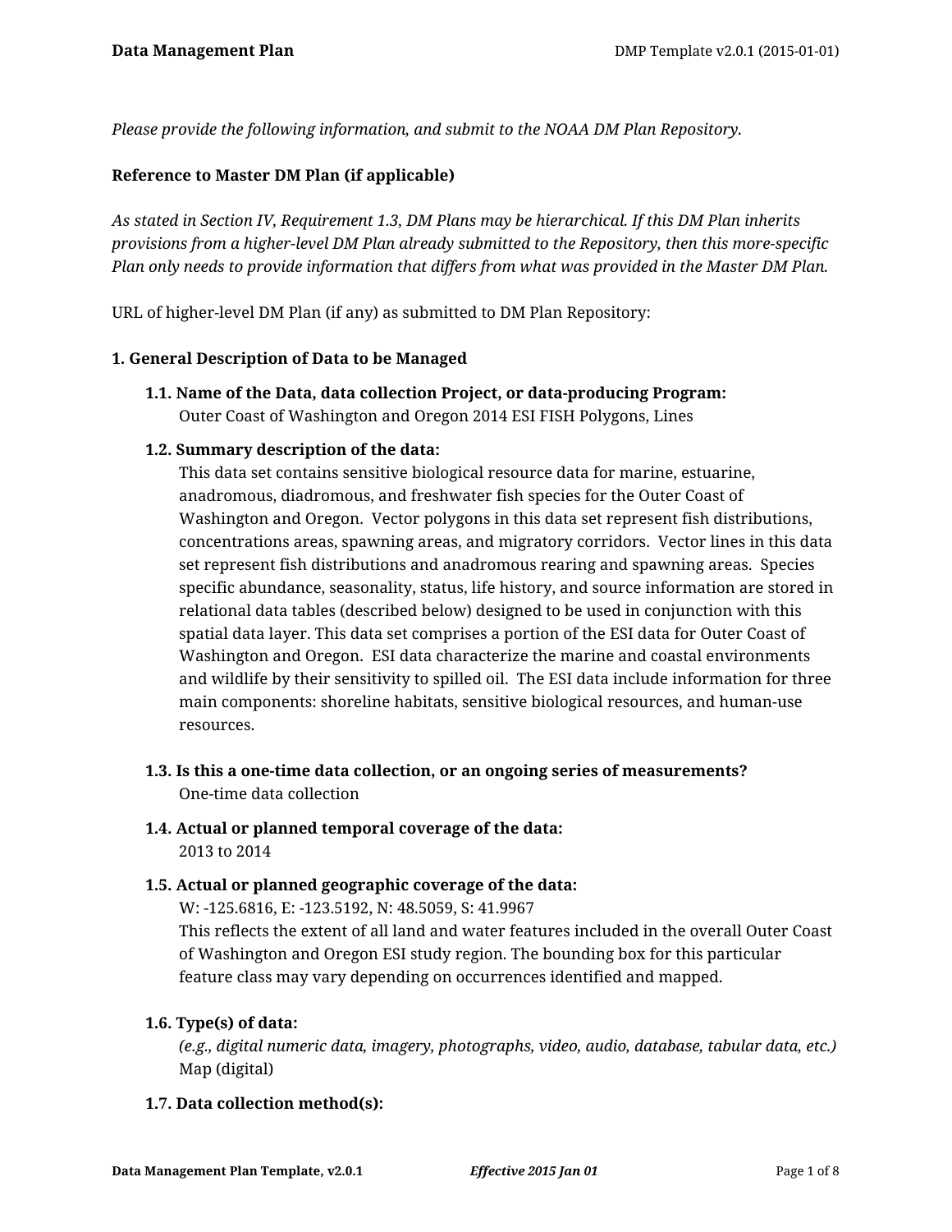*Please provide the following information, and submit to the NOAA DM Plan Repository.*

**Reference to Master DM Plan (if applicable)**

*As stated in Section IV, Requirement 1.3, DM Plans may be hierarchical. If this DM Plan inherits provisions from a higher-level DM Plan already submitted to the Repository, then this more-specific Plan only needs to provide information that differs from what was provided in the Master DM Plan.*

URL of higher-level DM Plan (if any) as submitted to DM Plan Repository:

**1. General Description of Data to be Managed**

**1.1. Name of the Data, data collection Project, or data-producing Program:**
Outer Coast of Washington and Oregon 2014 ESI FISH Polygons, Lines

**1.2. Summary description of the data:**
This data set contains sensitive biological resource data for marine, estuarine, anadromous, diadromous, and freshwater fish species for the Outer Coast of Washington and Oregon. Vector polygons in this data set represent fish distributions, concentrations areas, spawning areas, and migratory corridors. Vector lines in this data set represent fish distributions and anadromous rearing and spawning areas. Species specific abundance, seasonality, status, life history, and source information are stored in relational data tables (described below) designed to be used in conjunction with this spatial data layer. This data set comprises a portion of the ESI data for Outer Coast of Washington and Oregon. ESI data characterize the marine and coastal environments and wildlife by their sensitivity to spilled oil. The ESI data include information for three main components: shoreline habitats, sensitive biological resources, and human-use resources.

**1.3. Is this a one-time data collection, or an ongoing series of measurements?**
One-time data collection

**1.4. Actual or planned temporal coverage of the data:**
2013 to 2014

**1.5. Actual or planned geographic coverage of the data:**
W: -125.6816, E: -123.5192, N: 48.5059, S: 41.9967
This reflects the extent of all land and water features included in the overall Outer Coast of Washington and Oregon ESI study region. The bounding box for this particular feature class may vary depending on occurrences identified and mapped.

**1.6. Type(s) of data:**
*(e.g., digital numeric data, imagery, photographs, video, audio, database, tabular data, etc.)*
Map (digital)

**1.7. Data collection method(s):**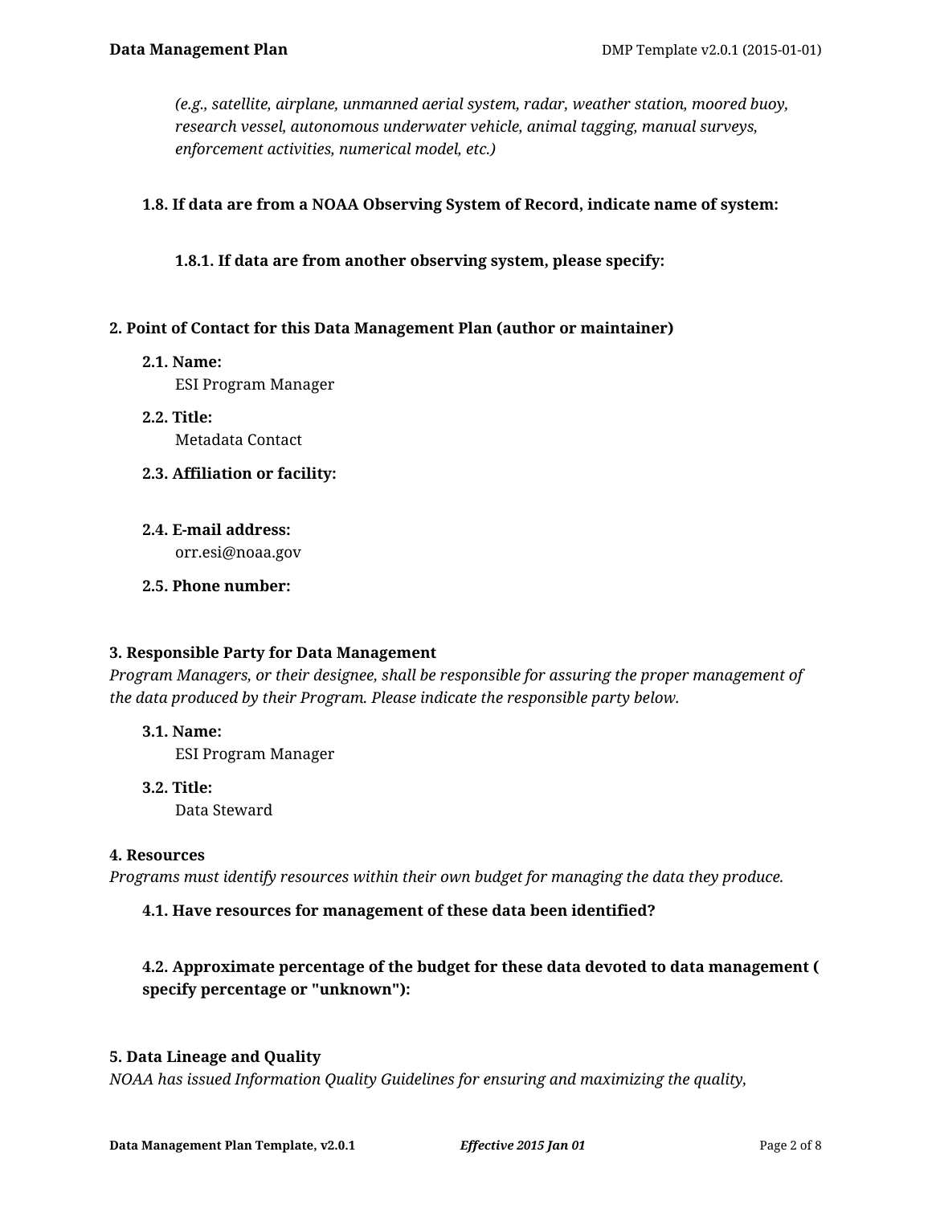*(e.g., satellite, airplane, unmanned aerial system, radar, weather station, moored buoy, research vessel, autonomous underwater vehicle, animal tagging, manual surveys, enforcement activities, numerical model, etc.)*

**1.8. If data are from a NOAA Observing System of Record, indicate name of system:**

**1.8.1. If data are from another observing system, please specify:**

**2. Point of Contact for this Data Management Plan (author or maintainer)**

**2.1. Name:**
ESI Program Manager

**2.2. Title:**
Metadata Contact

**2.3. Affiliation or facility:**

**2.4. E-mail address:**
orr.esi@noaa.gov

**2.5. Phone number:**

**3. Responsible Party for Data Management**
*Program Managers, or their designee, shall be responsible for assuring the proper management of the data produced by their Program. Please indicate the responsible party below.*

**3.1. Name:**
ESI Program Manager

**3.2. Title:**
Data Steward

**4. Resources**
*Programs must identify resources within their own budget for managing the data they produce.*

**4.1. Have resources for management of these data been identified?**

**4.2. Approximate percentage of the budget for these data devoted to data management ( specify percentage or "unknown"):**

**5. Data Lineage and Quality**
*NOAA has issued Information Quality Guidelines for ensuring and maximizing the quality,*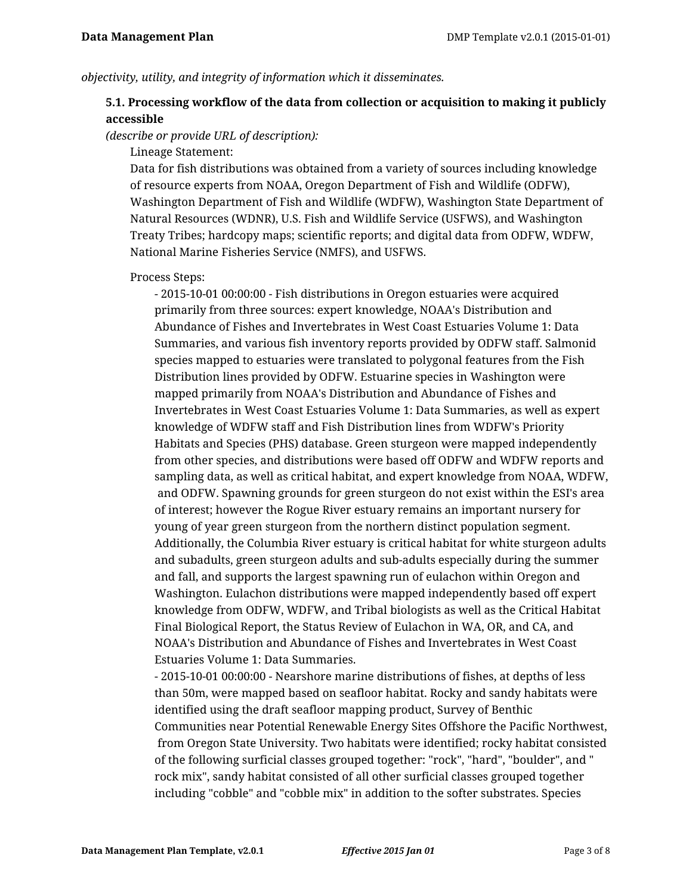*objectivity, utility, and integrity of information which it disseminates.*

### 5.1. Processing workflow of the data from collection or acquisition to making it publicly accessible

*(describe or provide URL of description):*

Lineage Statement:
Data for fish distributions was obtained from a variety of sources including knowledge of resource experts from NOAA, Oregon Department of Fish and Wildlife (ODFW), Washington Department of Fish and Wildlife (WDFW), Washington State Department of Natural Resources (WDNR), U.S. Fish and Wildlife Service (USFWS), and Washington Treaty Tribes; hardcopy maps; scientific reports; and digital data from ODFW, WDFW, National Marine Fisheries Service (NMFS), and USFWS.

Process Steps:

- 2015-10-01 00:00:00 - Fish distributions in Oregon estuaries were acquired primarily from three sources: expert knowledge, NOAA's Distribution and Abundance of Fishes and Invertebrates in West Coast Estuaries Volume 1: Data Summaries, and various fish inventory reports provided by ODFW staff. Salmonid species mapped to estuaries were translated to polygonal features from the Fish Distribution lines provided by ODFW. Estuarine species in Washington were mapped primarily from NOAA's Distribution and Abundance of Fishes and Invertebrates in West Coast Estuaries Volume 1: Data Summaries, as well as expert knowledge of WDFW staff and Fish Distribution lines from WDFW's Priority Habitats and Species (PHS) database. Green sturgeon were mapped independently from other species, and distributions were based off ODFW and WDFW reports and sampling data, as well as critical habitat, and expert knowledge from NOAA, WDFW, and ODFW. Spawning grounds for green sturgeon do not exist within the ESI's area of interest; however the Rogue River estuary remains an important nursery for young of year green sturgeon from the northern distinct population segment. Additionally, the Columbia River estuary is critical habitat for white sturgeon adults and subadults, green sturgeon adults and sub-adults especially during the summer and fall, and supports the largest spawning run of eulachon within Oregon and Washington. Eulachon distributions were mapped independently based off expert knowledge from ODFW, WDFW, and Tribal biologists as well as the Critical Habitat Final Biological Report, the Status Review of Eulachon in WA, OR, and CA, and NOAA's Distribution and Abundance of Fishes and Invertebrates in West Coast Estuaries Volume 1: Data Summaries.
- 2015-10-01 00:00:00 - Nearshore marine distributions of fishes, at depths of less than 50m, were mapped based on seafloor habitat. Rocky and sandy habitats were identified using the draft seafloor mapping product, Survey of Benthic Communities near Potential Renewable Energy Sites Offshore the Pacific Northwest, from Oregon State University. Two habitats were identified; rocky habitat consisted of the following surficial classes grouped together: "rock", "hard", "boulder", and "rock mix", sandy habitat consisted of all other surficial classes grouped together including "cobble" and "cobble mix" in addition to the softer substrates. Species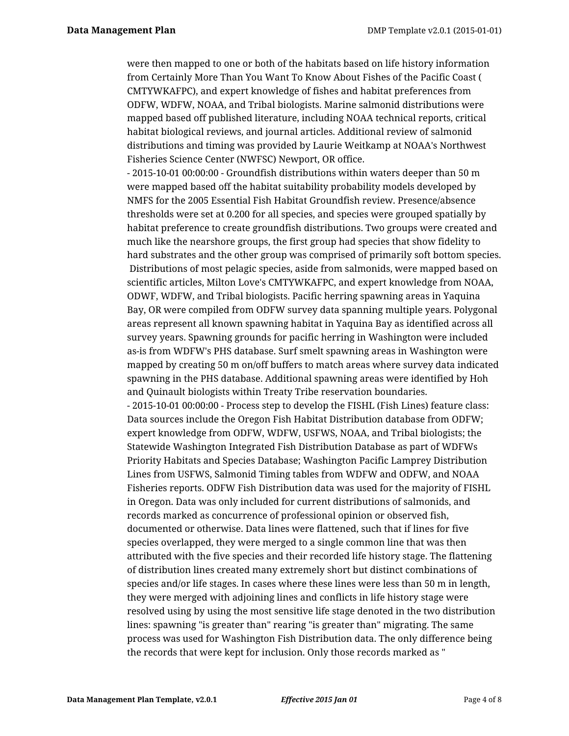were then mapped to one or both of the habitats based on life history information from Certainly More Than You Want To Know About Fishes of the Pacific Coast ( CMTYWKAFPC), and expert knowledge of fishes and habitat preferences from ODFW, WDFW, NOAA, and Tribal biologists. Marine salmonid distributions were mapped based off published literature, including NOAA technical reports, critical habitat biological reviews, and journal articles. Additional review of salmonid distributions and timing was provided by Laurie Weitkamp at NOAA's Northwest Fisheries Science Center (NWFSC) Newport, OR office.
- 2015-10-01 00:00:00 - Groundfish distributions within waters deeper than 50 m were mapped based off the habitat suitability probability models developed by NMFS for the 2005 Essential Fish Habitat Groundfish review. Presence/absence thresholds were set at 0.200 for all species, and species were grouped spatially by habitat preference to create groundfish distributions. Two groups were created and much like the nearshore groups, the first group had species that show fidelity to hard substrates and the other group was comprised of primarily soft bottom species. Distributions of most pelagic species, aside from salmonids, were mapped based on scientific articles, Milton Love's CMTYWKAFPC, and expert knowledge from NOAA, ODWF, WDFW, and Tribal biologists. Pacific herring spawning areas in Yaquina Bay, OR were compiled from ODFW survey data spanning multiple years. Polygonal areas represent all known spawning habitat in Yaquina Bay as identified across all survey years. Spawning grounds for pacific herring in Washington were included as-is from WDFW's PHS database. Surf smelt spawning areas in Washington were mapped by creating 50 m on/off buffers to match areas where survey data indicated spawning in the PHS database. Additional spawning areas were identified by Hoh and Quinault biologists within Treaty Tribe reservation boundaries.
- 2015-10-01 00:00:00 - Process step to develop the FISHL (Fish Lines) feature class: Data sources include the Oregon Fish Habitat Distribution database from ODFW; expert knowledge from ODFW, WDFW, USFWS, NOAA, and Tribal biologists; the Statewide Washington Integrated Fish Distribution Database as part of WDFWs Priority Habitats and Species Database; Washington Pacific Lamprey Distribution Lines from USFWS, Salmonid Timing tables from WDFW and ODFW, and NOAA Fisheries reports. ODFW Fish Distribution data was used for the majority of FISHL in Oregon. Data was only included for current distributions of salmonids, and records marked as concurrence of professional opinion or observed fish, documented or otherwise. Data lines were flattened, such that if lines for five species overlapped, they were merged to a single common line that was then attributed with the five species and their recorded life history stage. The flattening of distribution lines created many extremely short but distinct combinations of species and/or life stages. In cases where these lines were less than 50 m in length, they were merged with adjoining lines and conflicts in life history stage were resolved using by using the most sensitive life stage denoted in the two distribution lines: spawning "is greater than" rearing "is greater than" migrating. The same process was used for Washington Fish Distribution data. The only difference being the records that were kept for inclusion. Only those records marked as "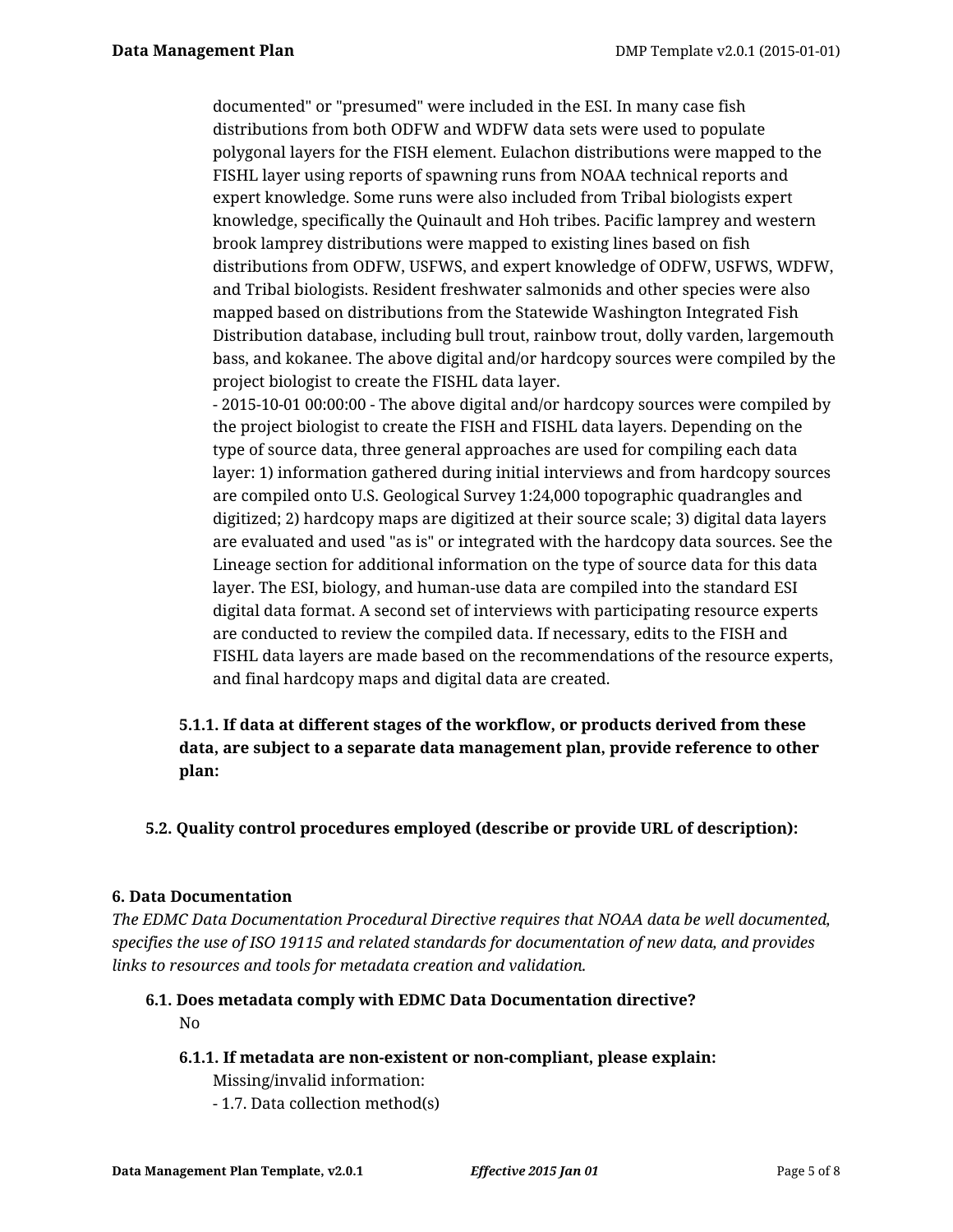documented" or "presumed" were included in the ESI. In many case fish distributions from both ODFW and WDFW data sets were used to populate polygonal layers for the FISH element. Eulachon distributions were mapped to the FISHL layer using reports of spawning runs from NOAA technical reports and expert knowledge. Some runs were also included from Tribal biologists expert knowledge, specifically the Quinault and Hoh tribes. Pacific lamprey and western brook lamprey distributions were mapped to existing lines based on fish distributions from ODFW, USFWS, and expert knowledge of ODFW, USFWS, WDFW, and Tribal biologists. Resident freshwater salmonids and other species were also mapped based on distributions from the Statewide Washington Integrated Fish Distribution database, including bull trout, rainbow trout, dolly varden, largemouth bass, and kokanee. The above digital and/or hardcopy sources were compiled by the project biologist to create the FISHL data layer.
- 2015-10-01 00:00:00 - The above digital and/or hardcopy sources were compiled by the project biologist to create the FISH and FISHL data layers. Depending on the type of source data, three general approaches are used for compiling each data layer: 1) information gathered during initial interviews and from hardcopy sources are compiled onto U.S. Geological Survey 1:24,000 topographic quadrangles and digitized; 2) hardcopy maps are digitized at their source scale; 3) digital data layers are evaluated and used "as is" or integrated with the hardcopy data sources. See the Lineage section for additional information on the type of source data for this data layer. The ESI, biology, and human-use data are compiled into the standard ESI digital data format. A second set of interviews with participating resource experts are conducted to review the compiled data. If necessary, edits to the FISH and FISHL data layers are made based on the recommendations of the resource experts, and final hardcopy maps and digital data are created.

**5.1.1. If data at different stages of the workflow, or products derived from these data, are subject to a separate data management plan, provide reference to other plan:**

**5.2. Quality control procedures employed (describe or provide URL of description):**

**6. Data Documentation**

*The EDMC Data Documentation Procedural Directive requires that NOAA data be well documented, specifies the use of ISO 19115 and related standards for documentation of new data, and provides links to resources and tools for metadata creation and validation.*

**6.1. Does metadata comply with EDMC Data Documentation directive?**

No

**6.1.1. If metadata are non-existent or non-compliant, please explain:**

Missing/invalid information:
- 1.7. Data collection method(s)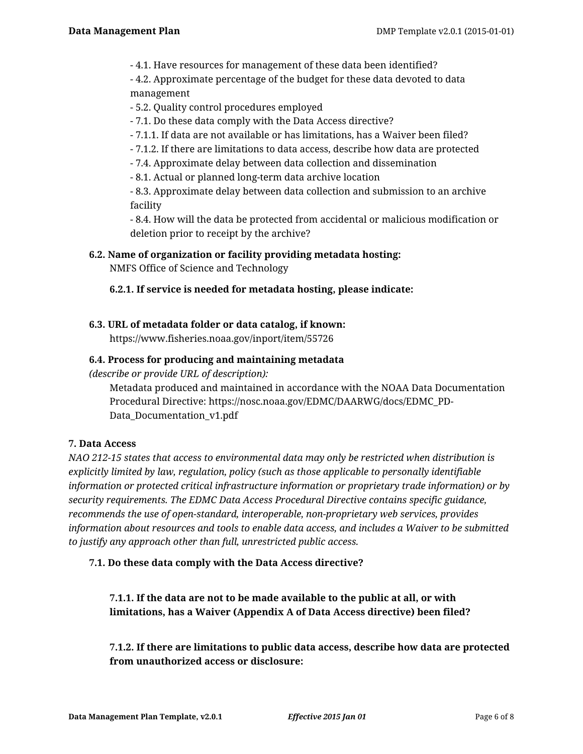- 4.1. Have resources for management of these data been identified?
- 4.2. Approximate percentage of the budget for these data devoted to data management
- 5.2. Quality control procedures employed
- 7.1. Do these data comply with the Data Access directive?
- 7.1.1. If data are not available or has limitations, has a Waiver been filed?
- 7.1.2. If there are limitations to data access, describe how data are protected
- 7.4. Approximate delay between data collection and dissemination
- 8.1. Actual or planned long-term data archive location
- 8.3. Approximate delay between data collection and submission to an archive facility
- 8.4. How will the data be protected from accidental or malicious modification or deletion prior to receipt by the archive?

**6.2. Name of organization or facility providing metadata hosting:**

NMFS Office of Science and Technology

**6.2.1. If service is needed for metadata hosting, please indicate:**

**6.3. URL of metadata folder or data catalog, if known:**

https://www.fisheries.noaa.gov/inport/item/55726

**6.4. Process for producing and maintaining metadata**
*(describe or provide URL of description):*

Metadata produced and maintained in accordance with the NOAA Data Documentation Procedural Directive: https://nosc.noaa.gov/EDMC/DAARWG/docs/EDMC_PD-Data_Documentation_v1.pdf

## 7. Data Access

*NAO 212-15 states that access to environmental data may only be restricted when distribution is explicitly limited by law, regulation, policy (such as those applicable to personally identifiable information or protected critical infrastructure information or proprietary trade information) or by security requirements. The EDMC Data Access Procedural Directive contains specific guidance, recommends the use of open-standard, interoperable, non-proprietary web services, provides information about resources and tools to enable data access, and includes a Waiver to be submitted to justify any approach other than full, unrestricted public access.*

**7.1. Do these data comply with the Data Access directive?**

**7.1.1. If the data are not to be made available to the public at all, or with limitations, has a Waiver (Appendix A of Data Access directive) been filed?**

**7.1.2. If there are limitations to public data access, describe how data are protected from unauthorized access or disclosure:**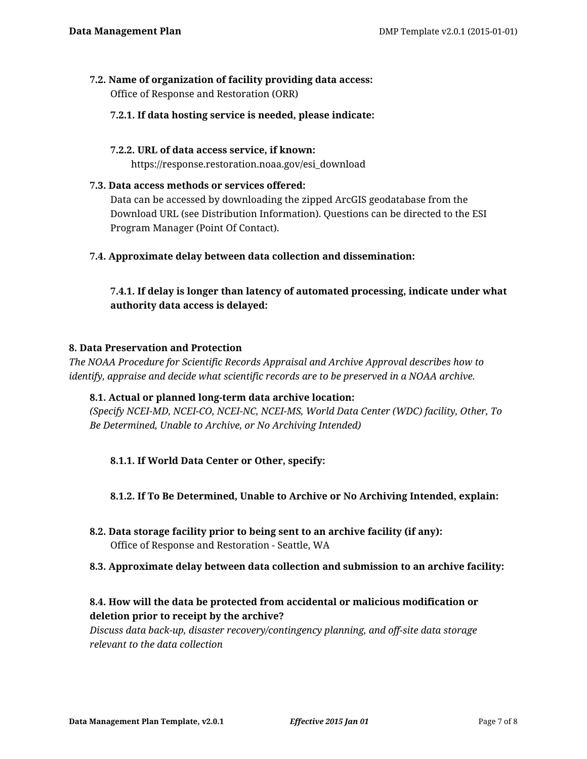**7.2. Name of organization of facility providing data access:**

Office of Response and Restoration (ORR)

**7.2.1. If data hosting service is needed, please indicate:**

**7.2.2. URL of data access service, if known:**

https://response.restoration.noaa.gov/esi_download

**7.3. Data access methods or services offered:**

Data can be accessed by downloading the zipped ArcGIS geodatabase from the Download URL (see Distribution Information). Questions can be directed to the ESI Program Manager (Point Of Contact).

**7.4. Approximate delay between data collection and dissemination:**

**7.4.1. If delay is longer than latency of automated processing, indicate under what authority data access is delayed:**

## 8. Data Preservation and Protection

*The NOAA Procedure for Scientific Records Appraisal and Archive Approval describes how to identify, appraise and decide what scientific records are to be preserved in a NOAA archive.*

**8.1. Actual or planned long-term data archive location:**

*(Specify NCEI-MD, NCEI-CO, NCEI-NC, NCEI-MS, World Data Center (WDC) facility, Other, To Be Determined, Unable to Archive, or No Archiving Intended)*

**8.1.1. If World Data Center or Other, specify:**

**8.1.2. If To Be Determined, Unable to Archive or No Archiving Intended, explain:**

**8.2. Data storage facility prior to being sent to an archive facility (if any):**

Office of Response and Restoration - Seattle, WA

**8.3. Approximate delay between data collection and submission to an archive facility:**

**8.4. How will the data be protected from accidental or malicious modification or deletion prior to receipt by the archive?**

*Discuss data back-up, disaster recovery/contingency planning, and off-site data storage relevant to the data collection*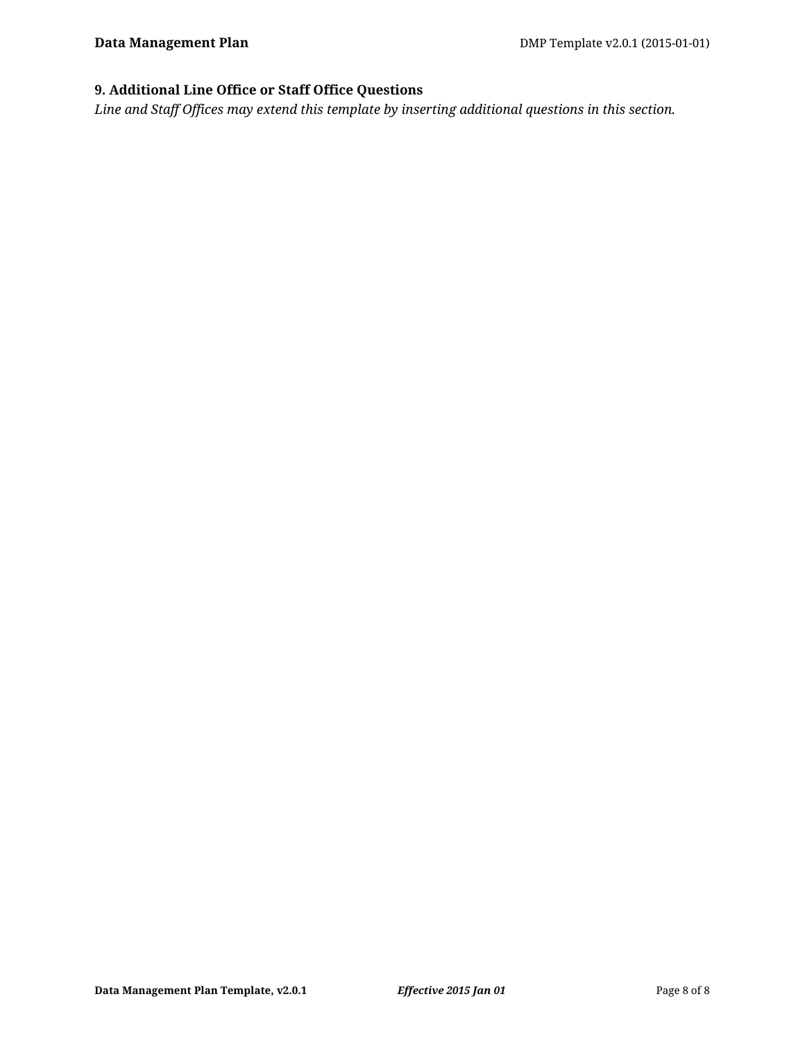### 9. Additional Line Office or Staff Office Questions

*Line and Staff Offices may extend this template by inserting additional questions in this section.*